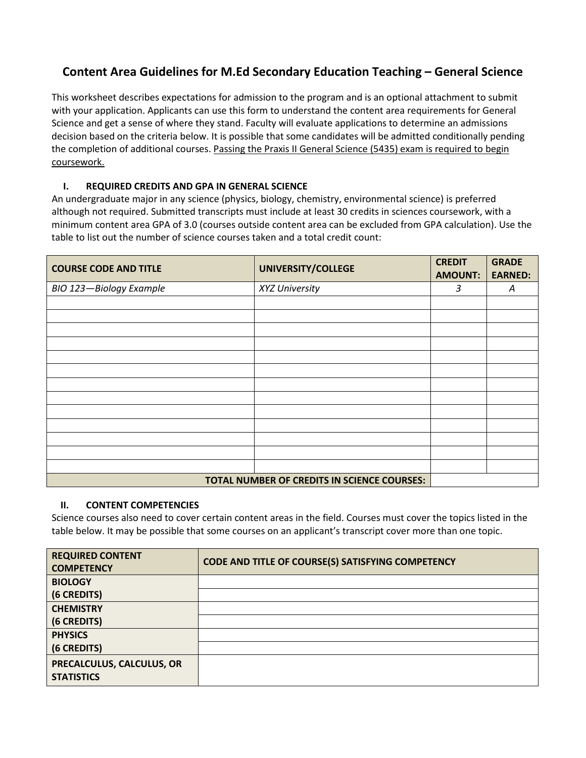# Content Area Guidelines for M.Ed Secondary Education Teaching – General Science

This worksheet describes expectations for admission to the program and is an optional attachment to submit with your application. Applicants can use this form to understand the content area requirements for General Science and get a sense of where they stand. Faculty will evaluate applications to determine an admissions decision based on the criteria below. It is possible that some candidates will be admitted conditionally pending the completion of additional courses. <u>Passing the Praxis II General Science (5435) exam is required to begin coursework.</u>

## I. REQUIRED CREDITS AND GPA IN GENERAL SCIENCE

An undergraduate major in any science (physics, biology, chemistry, environmental science) is preferred although not required. Submitted transcripts must include at least 30 credits in sciences coursework, with a minimum content area GPA of 3.0 (courses outside content area can be excluded from GPA calculation). Use the table to list out the number of science courses taken and a total credit count:

| COURSE CODE AND TITLE | UNIVERSITY/COLLEGE | CREDIT AMOUNT: | GRADE EARNED: |
|---|---|---|---|
| *BIO 123—Biology Example* | *XYZ University* | *3* | *A* |
| | | | |
| | | | |
| | | | |
| | | | |
| | | | |
| | | | |
| | | | |
| | | | |
| | | | |
| | | | |
| | | | |
| | | | |
| | | | |
| | **TOTAL NUMBER OF CREDITS IN SCIENCE COURSES:** | | |

## II. CONTENT COMPETENCIES

Science courses also need to cover certain content areas in the field. Courses must cover the topics listed in the table below. It may be possible that some courses on an applicant's transcript cover more than one topic.

| REQUIRED CONTENT COMPETENCY | CODE AND TITLE OF COURSE(S) SATISFYING COMPETENCY |
|---|---|
| **BIOLOGY (6 CREDITS)** | |
| | |
| **CHEMISTRY (6 CREDITS)** | |
| | |
| **PHYSICS (6 CREDITS)** | |
| | |
| **PRECALCULUS, CALCULUS, OR STATISTICS** | |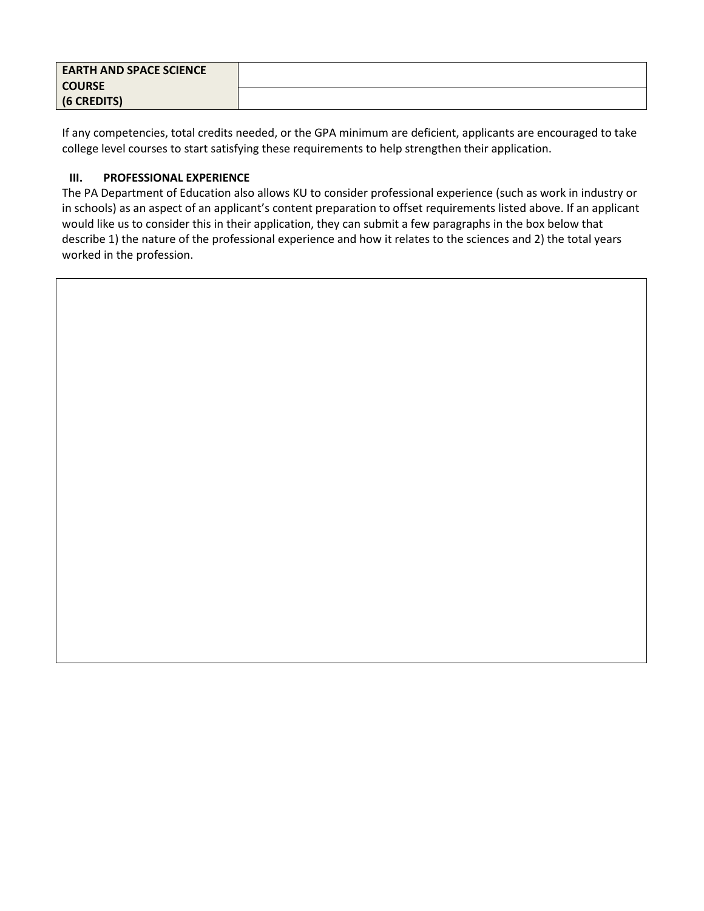| | |
|---|---|
| **EARTH AND SPACE SCIENCE COURSE (6 CREDITS)** | |
| | |

If any competencies, total credits needed, or the GPA minimum are deficient, applicants are encouraged to take college level courses to start satisfying these requirements to help strengthen their application.

### III. PROFESSIONAL EXPERIENCE

The PA Department of Education also allows KU to consider professional experience (such as work in industry or in schools) as an aspect of an applicant's content preparation to offset requirements listed above. If an applicant would like us to consider this in their application, they can submit a few paragraphs in the box below that describe 1) the nature of the professional experience and how it relates to the sciences and 2) the total years worked in the profession.